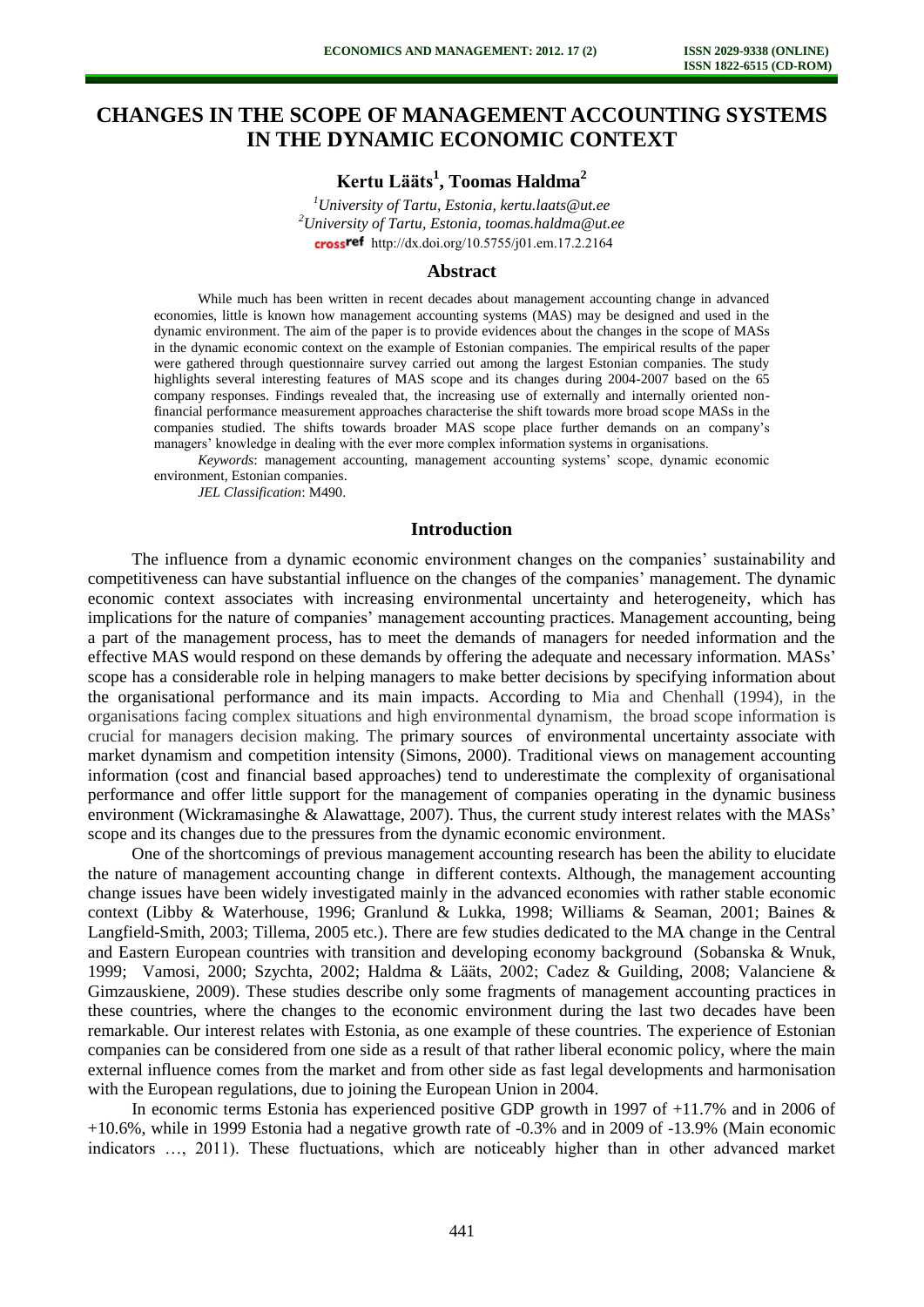# CHANGES IN THE SCOPE OF MANAGEMENT ACCOUNTING SYSTEMS IN THE DYNAMIC ECONOMIC CONTEXT

**Kertu Lääts[1], Toomas Haldma[2]**

*[1]University of Tartu, Estonia, kertu.laats@ut.ee*
*[2]University of Tartu, Estonia, toomas.haldma@ut.ee*
http://dx.doi.org/10.5755/j01.em.17.2.2164

## Abstract

While much has been written in recent decades about management accounting change in advanced economies, little is known how management accounting systems (MAS) may be designed and used in the dynamic environment. The aim of the paper is to provide evidences about the changes in the scope of MASs in the dynamic economic context on the example of Estonian companies. The empirical results of the paper were gathered through questionnaire survey carried out among the largest Estonian companies. The study highlights several interesting features of MAS scope and its changes during 2004-2007 based on the 65 company responses. Findings revealed that, the increasing use of externally and internally oriented non-financial performance measurement approaches characterise the shift towards more broad scope MASs in the companies studied. The shifts towards broader MAS scope place further demands on an company's managers' knowledge in dealing with the ever more complex information systems in organisations.

*Keywords*: management accounting, management accounting systems' scope, dynamic economic environment, Estonian companies.

*JEL Classification*: M490.

## Introduction

The influence from a dynamic economic environment changes on the companies' sustainability and competitiveness can have substantial influence on the changes of the companies' management. The dynamic economic context associates with increasing environmental uncertainty and heterogeneity, which has implications for the nature of companies' management accounting practices. Management accounting, being a part of the management process, has to meet the demands of managers for needed information and the effective MAS would respond on these demands by offering the adequate and necessary information. MASs' scope has a considerable role in helping managers to make better decisions by specifying information about the organisational performance and its main impacts. According to Mia and Chenhall (1994), in the organisations facing complex situations and high environmental dynamism, the broad scope information is crucial for managers decision making. The primary sources of environmental uncertainty associate with market dynamism and competition intensity (Simons, 2000). Traditional views on management accounting information (cost and financial based approaches) tend to underestimate the complexity of organisational performance and offer little support for the management of companies operating in the dynamic business environment (Wickramasinghe & Alawattage, 2007). Thus, the current study interest relates with the MASs' scope and its changes due to the pressures from the dynamic economic environment.

One of the shortcomings of previous management accounting research has been the ability to elucidate the nature of management accounting change in different contexts. Although, the management accounting change issues have been widely investigated mainly in the advanced economies with rather stable economic context (Libby & Waterhouse, 1996; Granlund & Lukka, 1998; Williams & Seaman, 2001; Baines & Langfield-Smith, 2003; Tillema, 2005 etc.). There are few studies dedicated to the MA change in the Central and Eastern European countries with transition and developing economy background (Sobanska & Wnuk, 1999; Vamosi, 2000; Szychta, 2002; Haldma & Lääts, 2002; Cadez & Guilding, 2008; Valanciene & Gimzauskiene, 2009). These studies describe only some fragments of management accounting practices in these countries, where the changes to the economic environment during the last two decades have been remarkable. Our interest relates with Estonia, as one example of these countries. The experience of Estonian companies can be considered from one side as a result of that rather liberal economic policy, where the main external influence comes from the market and from other side as fast legal developments and harmonisation with the European regulations, due to joining the European Union in 2004.

In economic terms Estonia has experienced positive GDP growth in 1997 of +11.7% and in 2006 of +10.6%, while in 1999 Estonia had a negative growth rate of -0.3% and in 2009 of -13.9% (Main economic indicators …, 2011). These fluctuations, which are noticeably higher than in other advanced market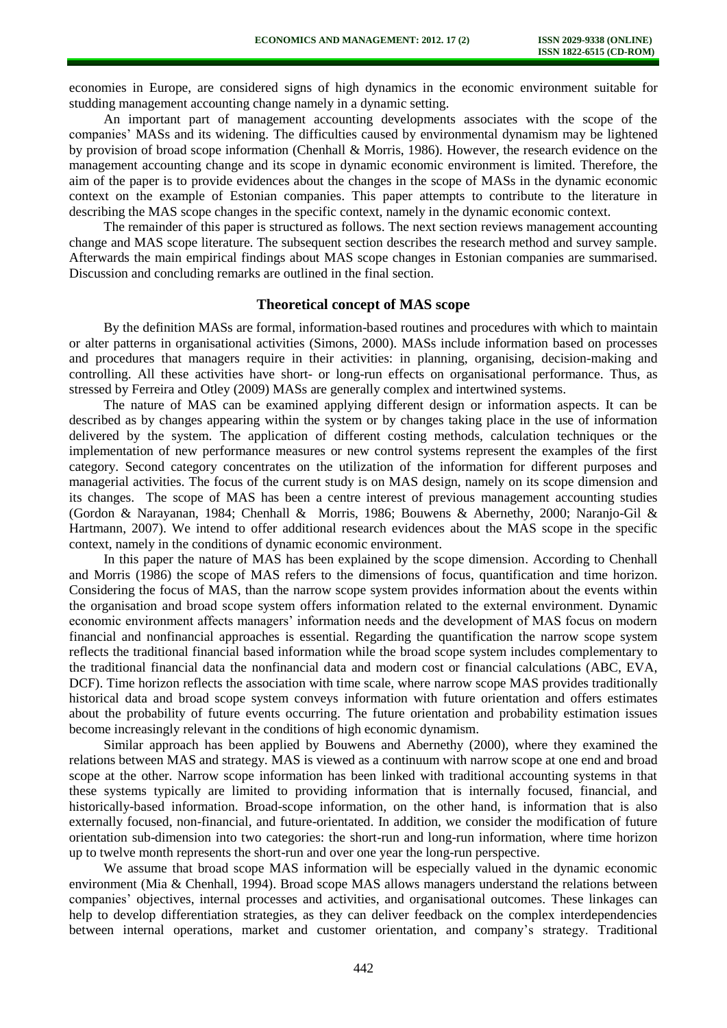economies in Europe, are considered signs of high dynamics in the economic environment suitable for studding management accounting change namely in a dynamic setting.

An important part of management accounting developments associates with the scope of the companies' MASs and its widening. The difficulties caused by environmental dynamism may be lightened by provision of broad scope information (Chenhall & Morris, 1986). However, the research evidence on the management accounting change and its scope in dynamic economic environment is limited. Therefore, the aim of the paper is to provide evidences about the changes in the scope of MASs in the dynamic economic context on the example of Estonian companies. This paper attempts to contribute to the literature in describing the MAS scope changes in the specific context, namely in the dynamic economic context.

The remainder of this paper is structured as follows. The next section reviews management accounting change and MAS scope literature. The subsequent section describes the research method and survey sample. Afterwards the main empirical findings about MAS scope changes in Estonian companies are summarised. Discussion and concluding remarks are outlined in the final section.

## Theoretical concept of MAS scope

By the definition MASs are formal, information-based routines and procedures with which to maintain or alter patterns in organisational activities (Simons, 2000). MASs include information based on processes and procedures that managers require in their activities: in planning, organising, decision-making and controlling. All these activities have short- or long-run effects on organisational performance. Thus, as stressed by Ferreira and Otley (2009) MASs are generally complex and intertwined systems.

The nature of MAS can be examined applying different design or information aspects. It can be described as by changes appearing within the system or by changes taking place in the use of information delivered by the system. The application of different costing methods, calculation techniques or the implementation of new performance measures or new control systems represent the examples of the first category. Second category concentrates on the utilization of the information for different purposes and managerial activities. The focus of the current study is on MAS design, namely on its scope dimension and its changes. The scope of MAS has been a centre interest of previous management accounting studies (Gordon & Narayanan, 1984; Chenhall & Morris, 1986; Bouwens & Abernethy, 2000; Naranjo-Gil & Hartmann, 2007). We intend to offer additional research evidences about the MAS scope in the specific context, namely in the conditions of dynamic economic environment.

In this paper the nature of MAS has been explained by the scope dimension. According to Chenhall and Morris (1986) the scope of MAS refers to the dimensions of focus, quantification and time horizon. Considering the focus of MAS, than the narrow scope system provides information about the events within the organisation and broad scope system offers information related to the external environment. Dynamic economic environment affects managers' information needs and the development of MAS focus on modern financial and nonfinancial approaches is essential. Regarding the quantification the narrow scope system reflects the traditional financial based information while the broad scope system includes complementary to the traditional financial data the nonfinancial data and modern cost or financial calculations (ABC, EVA, DCF). Time horizon reflects the association with time scale, where narrow scope MAS provides traditionally historical data and broad scope system conveys information with future orientation and offers estimates about the probability of future events occurring. The future orientation and probability estimation issues become increasingly relevant in the conditions of high economic dynamism.

Similar approach has been applied by Bouwens and Abernethy (2000), where they examined the relations between MAS and strategy. MAS is viewed as a continuum with narrow scope at one end and broad scope at the other. Narrow scope information has been linked with traditional accounting systems in that these systems typically are limited to providing information that is internally focused, financial, and historically-based information. Broad-scope information, on the other hand, is information that is also externally focused, non-financial, and future-orientated. In addition, we consider the modification of future orientation sub-dimension into two categories: the short-run and long-run information, where time horizon up to twelve month represents the short-run and over one year the long-run perspective.

We assume that broad scope MAS information will be especially valued in the dynamic economic environment (Mia & Chenhall, 1994). Broad scope MAS allows managers understand the relations between companies' objectives, internal processes and activities, and organisational outcomes. These linkages can help to develop differentiation strategies, as they can deliver feedback on the complex interdependencies between internal operations, market and customer orientation, and company's strategy. Traditional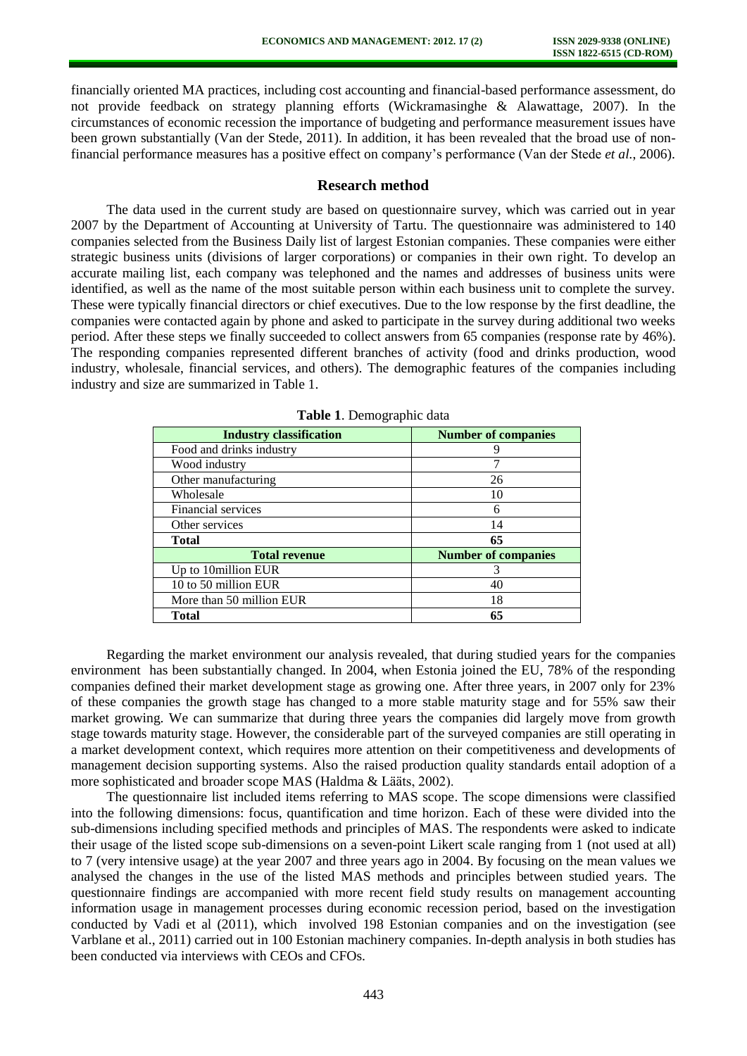financially oriented MA practices, including cost accounting and financial-based performance assessment, do not provide feedback on strategy planning efforts (Wickramasinghe & Alawattage, 2007). In the circumstances of economic recession the importance of budgeting and performance measurement issues have been grown substantially (Van der Stede, 2011). In addition, it has been revealed that the broad use of non-financial performance measures has a positive effect on company's performance (Van der Stede *et al.*, 2006).

## Research method

The data used in the current study are based on questionnaire survey, which was carried out in year 2007 by the Department of Accounting at University of Tartu. The questionnaire was administered to 140 companies selected from the Business Daily list of largest Estonian companies. These companies were either strategic business units (divisions of larger corporations) or companies in their own right. To develop an accurate mailing list, each company was telephoned and the names and addresses of business units were identified, as well as the name of the most suitable person within each business unit to complete the survey. These were typically financial directors or chief executives. Due to the low response by the first deadline, the companies were contacted again by phone and asked to participate in the survey during additional two weeks period. After these steps we finally succeeded to collect answers from 65 companies (response rate by 46%). The responding companies represented different branches of activity (food and drinks production, wood industry, wholesale, financial services, and others). The demographic features of the companies including industry and size are summarized in Table 1.

**Table 1**. Demographic data

| Industry classification | Number of companies |
|---|---|
| Food and drinks industry | 9 |
| Wood industry | 7 |
| Other manufacturing | 26 |
| Wholesale | 10 |
| Financial services | 6 |
| Other services | 14 |
| **Total** | **65** |
| **Total revenue** | **Number of companies** |
| Up to 10million EUR | 3 |
| 10 to 50 million EUR | 40 |
| More than 50 million EUR | 18 |
| **Total** | **65** |

Regarding the market environment our analysis revealed, that during studied years for the companies environment has been substantially changed. In 2004, when Estonia joined the EU, 78% of the responding companies defined their market development stage as growing one. After three years, in 2007 only for 23% of these companies the growth stage has changed to a more stable maturity stage and for 55% saw their market growing. We can summarize that during three years the companies did largely move from growth stage towards maturity stage. However, the considerable part of the surveyed companies are still operating in a market development context, which requires more attention on their competitiveness and developments of management decision supporting systems. Also the raised production quality standards entail adoption of a more sophisticated and broader scope MAS (Haldma & Lääts, 2002).

The questionnaire list included items referring to MAS scope. The scope dimensions were classified into the following dimensions: focus, quantification and time horizon. Each of these were divided into the sub-dimensions including specified methods and principles of MAS. The respondents were asked to indicate their usage of the listed scope sub-dimensions on a seven-point Likert scale ranging from 1 (not used at all) to 7 (very intensive usage) at the year 2007 and three years ago in 2004. By focusing on the mean values we analysed the changes in the use of the listed MAS methods and principles between studied years. The questionnaire findings are accompanied with more recent field study results on management accounting information usage in management processes during economic recession period, based on the investigation conducted by Vadi et al (2011), which involved 198 Estonian companies and on the investigation (see Varblane et al., 2011) carried out in 100 Estonian machinery companies. In-depth analysis in both studies has been conducted via interviews with CEOs and CFOs.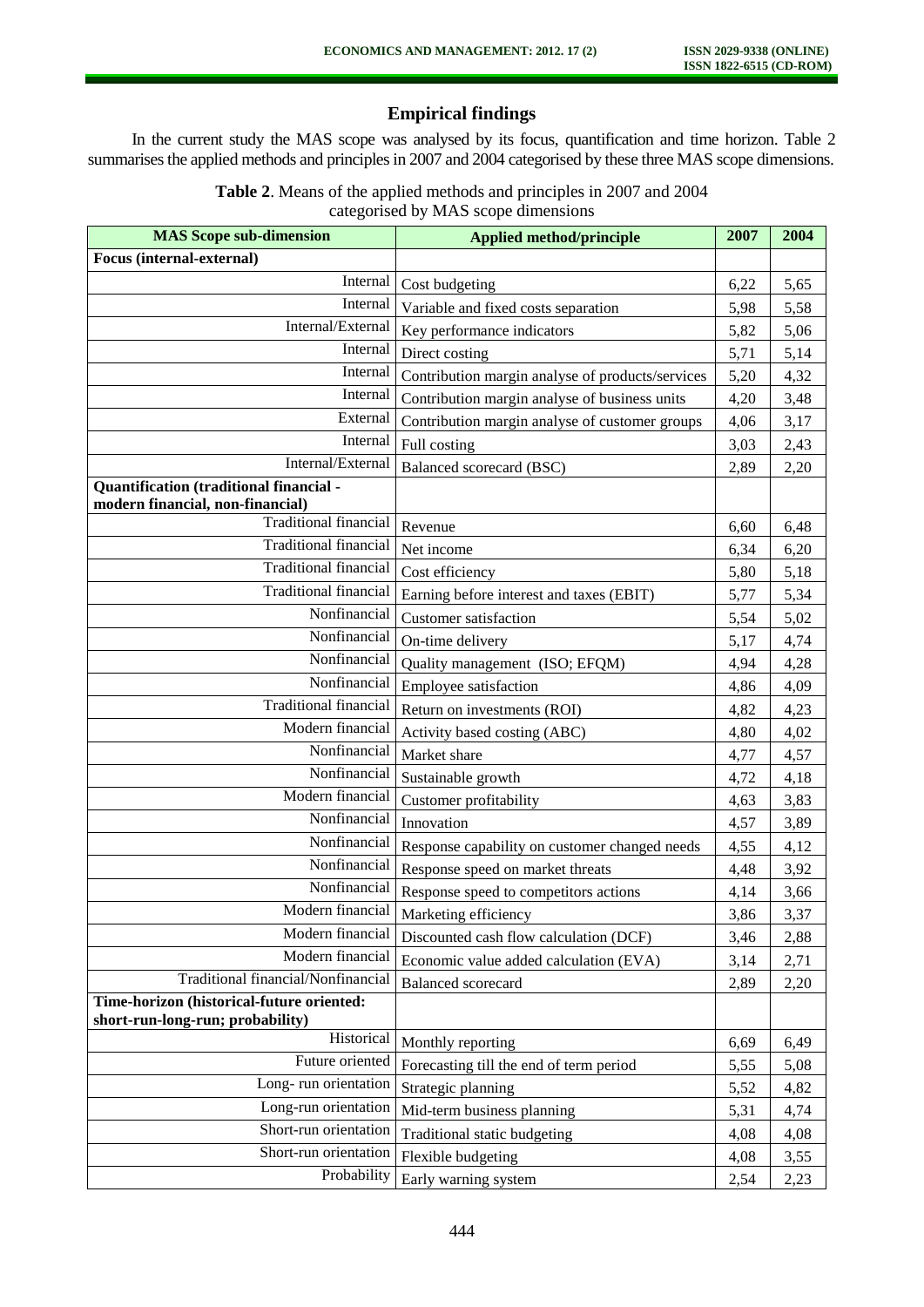## Empirical findings

In the current study the MAS scope was analysed by its focus, quantification and time horizon. Table 2 summarises the applied methods and principles in 2007 and 2004 categorised by these three MAS scope dimensions.

**Table 2**. Means of the applied methods and principles in 2007 and 2004 categorised by MAS scope dimensions

| MAS Scope sub-dimension | Applied method/principle | 2007 | 2004 |
|---|---|---|---|
| **Focus (internal-external)** | | | |
| Internal | Cost budgeting | 6,22 | 5,65 |
| Internal | Variable and fixed costs separation | 5,98 | 5,58 |
| Internal/External | Key performance indicators | 5,82 | 5,06 |
| Internal | Direct costing | 5,71 | 5,14 |
| Internal | Contribution margin analyse of products/services | 5,20 | 4,32 |
| Internal | Contribution margin analyse of business units | 4,20 | 3,48 |
| External | Contribution margin analyse of customer groups | 4,06 | 3,17 |
| Internal | Full costing | 3,03 | 2,43 |
| Internal/External | Balanced scorecard (BSC) | 2,89 | 2,20 |
| **Quantification (traditional financial - modern financial, non-financial)** | | | |
| Traditional financial | Revenue | 6,60 | 6,48 |
| Traditional financial | Net income | 6,34 | 6,20 |
| Traditional financial | Cost efficiency | 5,80 | 5,18 |
| Traditional financial | Earning before interest and taxes (EBIT) | 5,77 | 5,34 |
| Nonfinancial | Customer satisfaction | 5,54 | 5,02 |
| Nonfinancial | On-time delivery | 5,17 | 4,74 |
| Nonfinancial | Quality management (ISO; EFQM) | 4,94 | 4,28 |
| Nonfinancial | Employee satisfaction | 4,86 | 4,09 |
| Traditional financial | Return on investments (ROI) | 4,82 | 4,23 |
| Modern financial | Activity based costing (ABC) | 4,80 | 4,02 |
| Nonfinancial | Market share | 4,77 | 4,57 |
| Nonfinancial | Sustainable growth | 4,72 | 4,18 |
| Modern financial | Customer profitability | 4,63 | 3,83 |
| Nonfinancial | Innovation | 4,57 | 3,89 |
| Nonfinancial | Response capability on customer changed needs | 4,55 | 4,12 |
| Nonfinancial | Response speed on market threats | 4,48 | 3,92 |
| Nonfinancial | Response speed to competitors actions | 4,14 | 3,66 |
| Modern financial | Marketing efficiency | 3,86 | 3,37 |
| Modern financial | Discounted cash flow calculation (DCF) | 3,46 | 2,88 |
| Modern financial | Economic value added calculation (EVA) | 3,14 | 2,71 |
| Traditional financial/Nonfinancial | Balanced scorecard | 2,89 | 2,20 |
| **Time-horizon (historical-future oriented: short-run-long-run; probability)** | | | |
| Historical | Monthly reporting | 6,69 | 6,49 |
| Future oriented | Forecasting till the end of term period | 5,55 | 5,08 |
| Long- run orientation | Strategic planning | 5,52 | 4,82 |
| Long-run orientation | Mid-term business planning | 5,31 | 4,74 |
| Short-run orientation | Traditional static budgeting | 4,08 | 4,08 |
| Short-run orientation | Flexible budgeting | 4,08 | 3,55 |
| Probability | Early warning system | 2,54 | 2,23 |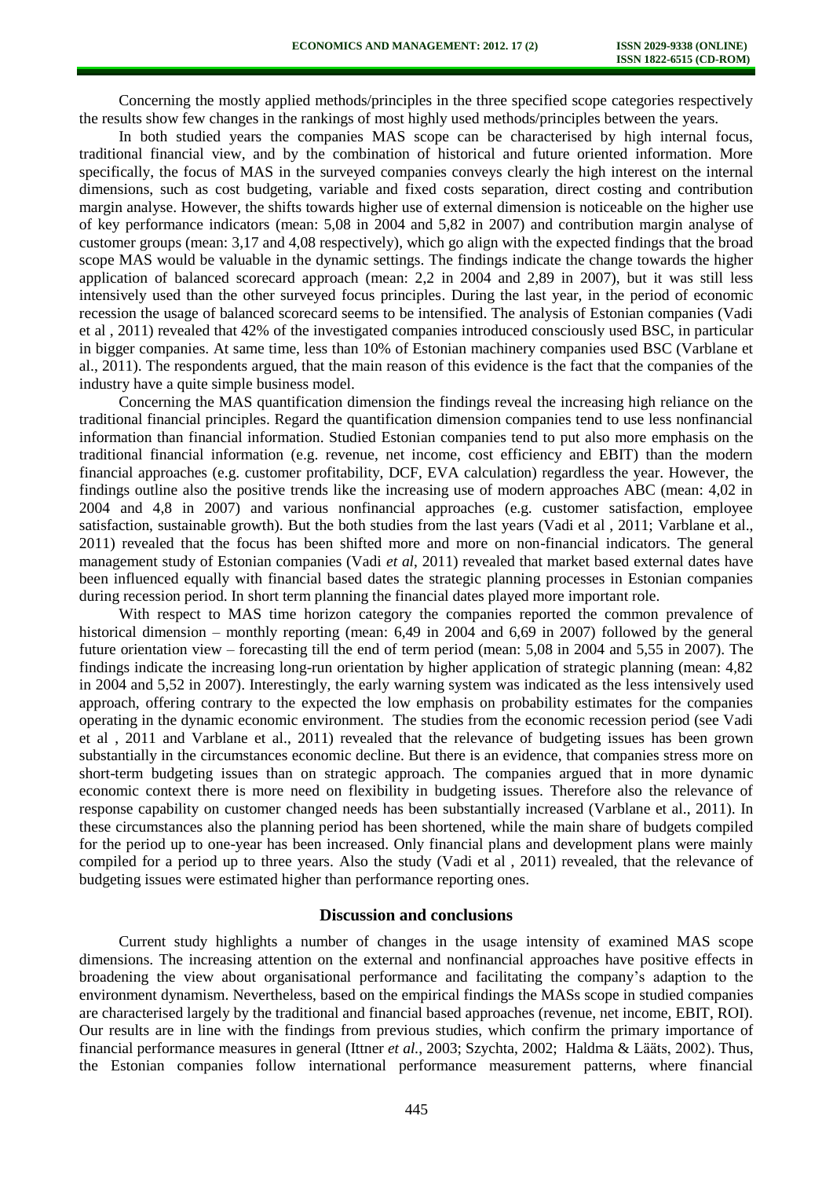Concerning the mostly applied methods/principles in the three specified scope categories respectively the results show few changes in the rankings of most highly used methods/principles between the years.

In both studied years the companies MAS scope can be characterised by high internal focus, traditional financial view, and by the combination of historical and future oriented information. More specifically, the focus of MAS in the surveyed companies conveys clearly the high interest on the internal dimensions, such as cost budgeting, variable and fixed costs separation, direct costing and contribution margin analyse. However, the shifts towards higher use of external dimension is noticeable on the higher use of key performance indicators (mean: 5,08 in 2004 and 5,82 in 2007) and contribution margin analyse of customer groups (mean: 3,17 and 4,08 respectively), which go align with the expected findings that the broad scope MAS would be valuable in the dynamic settings. The findings indicate the change towards the higher application of balanced scorecard approach (mean: 2,2 in 2004 and 2,89 in 2007), but it was still less intensively used than the other surveyed focus principles. During the last year, in the period of economic recession the usage of balanced scorecard seems to be intensified. The analysis of Estonian companies (Vadi et al , 2011) revealed that 42% of the investigated companies introduced consciously used BSC, in particular in bigger companies. At same time, less than 10% of Estonian machinery companies used BSC (Varblane et al., 2011). The respondents argued, that the main reason of this evidence is the fact that the companies of the industry have a quite simple business model.

Concerning the MAS quantification dimension the findings reveal the increasing high reliance on the traditional financial principles. Regard the quantification dimension companies tend to use less nonfinancial information than financial information. Studied Estonian companies tend to put also more emphasis on the traditional financial information (e.g. revenue, net income, cost efficiency and EBIT) than the modern financial approaches (e.g. customer profitability, DCF, EVA calculation) regardless the year. However, the findings outline also the positive trends like the increasing use of modern approaches ABC (mean: 4,02 in 2004 and 4,8 in 2007) and various nonfinancial approaches (e.g. customer satisfaction, employee satisfaction, sustainable growth). But the both studies from the last years (Vadi et al , 2011; Varblane et al., 2011) revealed that the focus has been shifted more and more on non-financial indicators. The general management study of Estonian companies (Vadi *et al*, 2011) revealed that market based external dates have been influenced equally with financial based dates the strategic planning processes in Estonian companies during recession period. In short term planning the financial dates played more important role.

With respect to MAS time horizon category the companies reported the common prevalence of historical dimension – monthly reporting (mean: 6,49 in 2004 and 6,69 in 2007) followed by the general future orientation view – forecasting till the end of term period (mean: 5,08 in 2004 and 5,55 in 2007). The findings indicate the increasing long-run orientation by higher application of strategic planning (mean: 4,82 in 2004 and 5,52 in 2007). Interestingly, the early warning system was indicated as the less intensively used approach, offering contrary to the expected the low emphasis on probability estimates for the companies operating in the dynamic economic environment. The studies from the economic recession period (see Vadi et al , 2011 and Varblane et al., 2011) revealed that the relevance of budgeting issues has been grown substantially in the circumstances economic decline. But there is an evidence, that companies stress more on short-term budgeting issues than on strategic approach. The companies argued that in more dynamic economic context there is more need on flexibility in budgeting issues. Therefore also the relevance of response capability on customer changed needs has been substantially increased (Varblane et al., 2011). In these circumstances also the planning period has been shortened, while the main share of budgets compiled for the period up to one-year has been increased. Only financial plans and development plans were mainly compiled for a period up to three years. Also the study (Vadi et al , 2011) revealed, that the relevance of budgeting issues were estimated higher than performance reporting ones.

## Discussion and conclusions

Current study highlights a number of changes in the usage intensity of examined MAS scope dimensions. The increasing attention on the external and nonfinancial approaches have positive effects in broadening the view about organisational performance and facilitating the company's adaption to the environment dynamism. Nevertheless, based on the empirical findings the MASs scope in studied companies are characterised largely by the traditional and financial based approaches (revenue, net income, EBIT, ROI). Our results are in line with the findings from previous studies, which confirm the primary importance of financial performance measures in general (Ittner *et al.*, 2003; Szychta, 2002; Haldma & Lääts, 2002). Thus, the Estonian companies follow international performance measurement patterns, where financial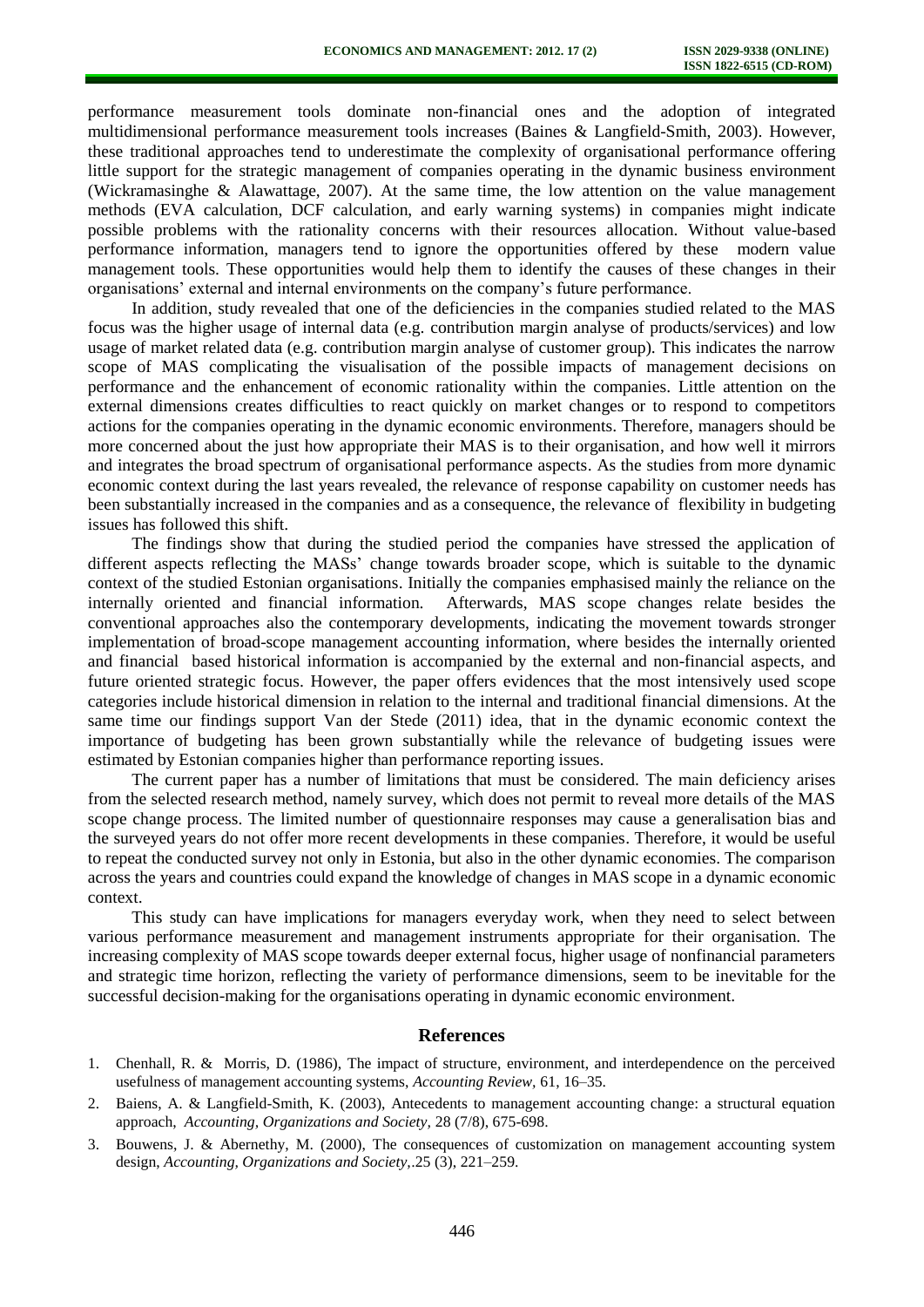performance measurement tools dominate non-financial ones and the adoption of integrated multidimensional performance measurement tools increases (Baines & Langfield-Smith, 2003). However, these traditional approaches tend to underestimate the complexity of organisational performance offering little support for the strategic management of companies operating in the dynamic business environment (Wickramasinghe & Alawattage, 2007). At the same time, the low attention on the value management methods (EVA calculation, DCF calculation, and early warning systems) in companies might indicate possible problems with the rationality concerns with their resources allocation. Without value-based performance information, managers tend to ignore the opportunities offered by these modern value management tools. These opportunities would help them to identify the causes of these changes in their organisations' external and internal environments on the company's future performance.

In addition, study revealed that one of the deficiencies in the companies studied related to the MAS focus was the higher usage of internal data (e.g. contribution margin analyse of products/services) and low usage of market related data (e.g. contribution margin analyse of customer group). This indicates the narrow scope of MAS complicating the visualisation of the possible impacts of management decisions on performance and the enhancement of economic rationality within the companies. Little attention on the external dimensions creates difficulties to react quickly on market changes or to respond to competitors actions for the companies operating in the dynamic economic environments. Therefore, managers should be more concerned about the just how appropriate their MAS is to their organisation, and how well it mirrors and integrates the broad spectrum of organisational performance aspects. As the studies from more dynamic economic context during the last years revealed, the relevance of response capability on customer needs has been substantially increased in the companies and as a consequence, the relevance of flexibility in budgeting issues has followed this shift.

The findings show that during the studied period the companies have stressed the application of different aspects reflecting the MASs' change towards broader scope, which is suitable to the dynamic context of the studied Estonian organisations. Initially the companies emphasised mainly the reliance on the internally oriented and financial information. Afterwards, MAS scope changes relate besides the conventional approaches also the contemporary developments, indicating the movement towards stronger implementation of broad-scope management accounting information, where besides the internally oriented and financial based historical information is accompanied by the external and non-financial aspects, and future oriented strategic focus. However, the paper offers evidences that the most intensively used scope categories include historical dimension in relation to the internal and traditional financial dimensions. At the same time our findings support Van der Stede (2011) idea, that in the dynamic economic context the importance of budgeting has been grown substantially while the relevance of budgeting issues were estimated by Estonian companies higher than performance reporting issues.

The current paper has a number of limitations that must be considered. The main deficiency arises from the selected research method, namely survey, which does not permit to reveal more details of the MAS scope change process. The limited number of questionnaire responses may cause a generalisation bias and the surveyed years do not offer more recent developments in these companies. Therefore, it would be useful to repeat the conducted survey not only in Estonia, but also in the other dynamic economies. The comparison across the years and countries could expand the knowledge of changes in MAS scope in a dynamic economic context.

This study can have implications for managers everyday work, when they need to select between various performance measurement and management instruments appropriate for their organisation. The increasing complexity of MAS scope towards deeper external focus, higher usage of nonfinancial parameters and strategic time horizon, reflecting the variety of performance dimensions, seem to be inevitable for the successful decision-making for the organisations operating in dynamic economic environment.

## References

1. Chenhall, R. & Morris, D. (1986), The impact of structure, environment, and interdependence on the perceived usefulness of management accounting systems, *Accounting Review*, 61, 16–35.
2. Baiens, A. & Langfield-Smith, K. (2003), Antecedents to management accounting change: a structural equation approach, *Accounting, Organizations and Society,* 28 (7/8), 675-698.
3. Bouwens, J. & Abernethy, M. (2000), The consequences of customization on management accounting system design, *Accounting, Organizations and Society,*.25 (3), 221–259.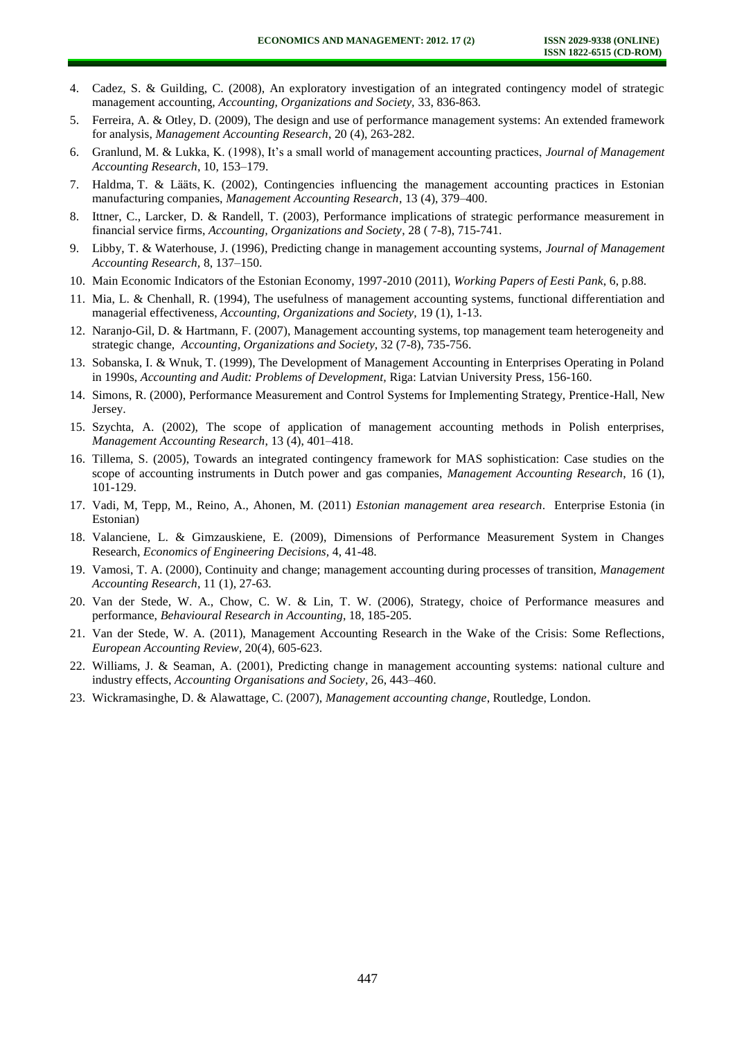4. Cadez, S. & Guilding, C. (2008), An exploratory investigation of an integrated contingency model of strategic management accounting, *Accounting, Organizations and Society,* 33, 836-863.
5. Ferreira, A. & Otley, D. (2009), The design and use of performance management systems: An extended framework for analysis, *Management Accounting Research*, 20 (4), 263-282.
6. Granlund, M. & Lukka, K. (1998), It's a small world of management accounting practices, *Journal of Management Accounting Research*, 10, 153–179.
7. Haldma, T. & Lääts, K. (2002), Contingencies influencing the management accounting practices in Estonian manufacturing companies, *Management Accounting Research*, 13 (4), 379–400.
8. Ittner, C., Larcker, D. & Randell, T. (2003), Performance implications of strategic performance measurement in financial service firms, *Accounting, Organizations and Society*, 28 ( 7-8), 715-741.
9. Libby, T. & Waterhouse, J. (1996), Predicting change in management accounting systems, *Journal of Management Accounting Research,* 8, 137–150.
10. Main Economic Indicators of the Estonian Economy, 1997-2010 (2011), *Working Papers of Eesti Pank*, 6, p.88.
11. Mia, L. & Chenhall, R. (1994), The usefulness of management accounting systems, functional differentiation and managerial effectiveness, *Accounting, Organizations and Society,* 19 (1), 1-13.
12. Naranjo-Gil, D. & Hartmann, F. (2007), Management accounting systems, top management team heterogeneity and strategic change, *Accounting, Organizations and Society*, 32 (7-8), 735-756.
13. Sobanska, I. & Wnuk, T. (1999), The Development of Management Accounting in Enterprises Operating in Poland in 1990s, *Accounting and Audit: Problems of Development,* Riga: Latvian University Press, 156-160.
14. Simons, R. (2000), Performance Measurement and Control Systems for Implementing Strategy, Prentice-Hall, New Jersey.
15. Szychta, A. (2002), The scope of application of management accounting methods in Polish enterprises, *Management Accounting Research*, 13 (4), 401–418.
16. Tillema, S. (2005), Towards an integrated contingency framework for MAS sophistication: Case studies on the scope of accounting instruments in Dutch power and gas companies, *Management Accounting Research*, 16 (1), 101-129.
17. Vadi, M, Tepp, M., Reino, A., Ahonen, M. (2011) *Estonian management area research*. Enterprise Estonia (in Estonian)
18. Valanciene, L. & Gimzauskiene, E. (2009), Dimensions of Performance Measurement System in Changes Research, *Economics of Engineering Decisions,* 4, 41-48.
19. Vamosi, T. A. (2000), Continuity and change; management accounting during processes of transition, *Management Accounting Research*, 11 (1), 27-63.
20. Van der Stede, W. A., Chow, C. W. & Lin, T. W. (2006), Strategy, choice of Performance measures and performance, *Behavioural Research in Accounting*, 18, 185-205.
21. Van der Stede, W. A. (2011), Management Accounting Research in the Wake of the Crisis: Some Reflections, *European Accounting Review*, 20(4), 605-623.
22. Williams, J. & Seaman, A. (2001), Predicting change in management accounting systems: national culture and industry effects, *Accounting Organisations and Society*, 26, 443–460.
23. Wickramasinghe, D. & Alawattage, C. (2007), *Management accounting change*, Routledge, London.